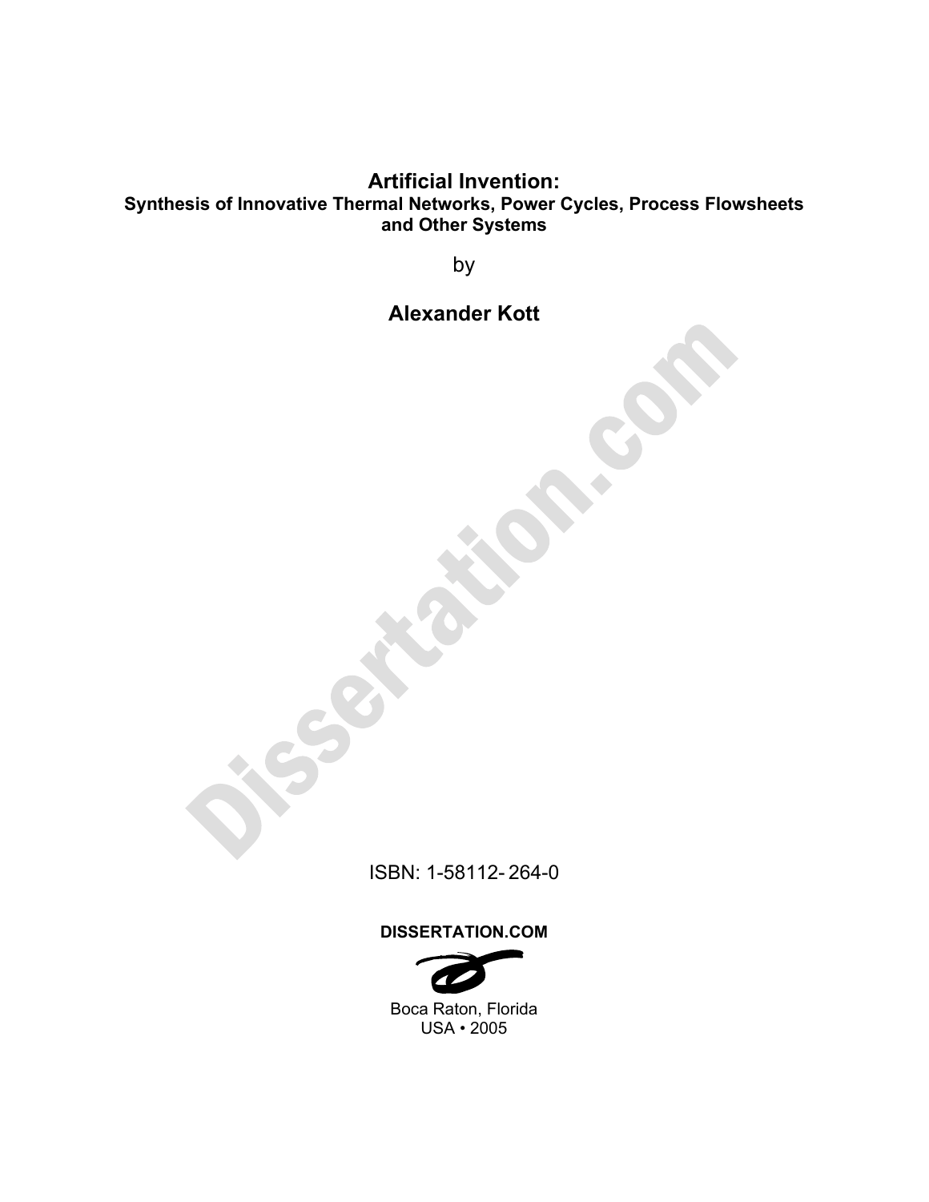# Artificial Invention:

**Synthesis of Innovative Thermal Networks, Power Cycles, Process Flowsheets and Other Systems**

by

**Alexander Kott**

ISBN: 1-58112- 264-0

**DISSERTATION.COM**

Boca Raton, Florida
USA • 2005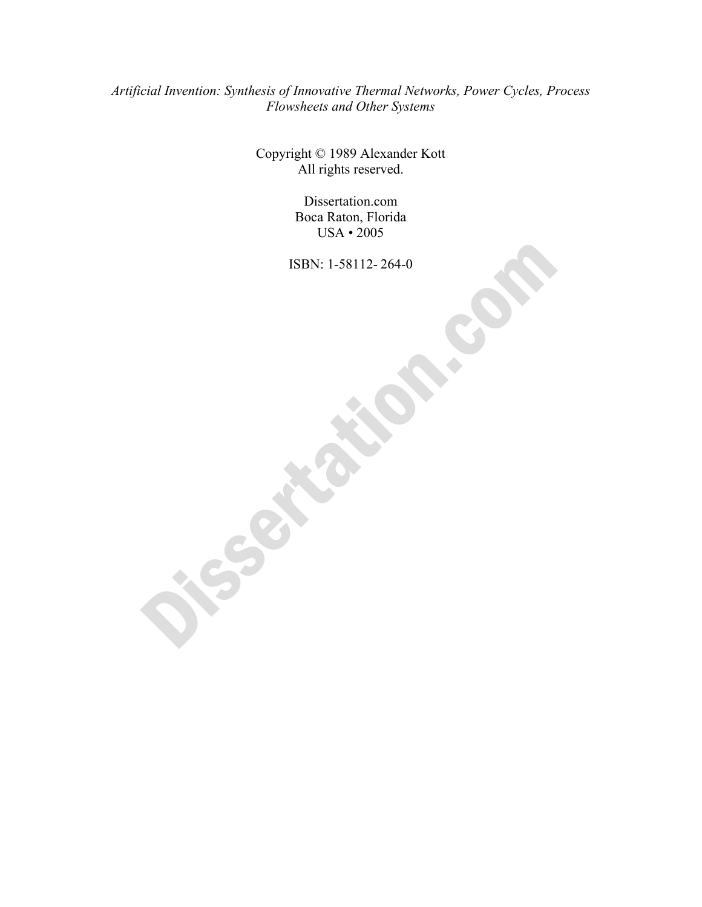*Artificial Invention: Synthesis of Innovative Thermal Networks, Power Cycles, Process Flowsheets and Other Systems*

Copyright © 1989 Alexander Kott
All rights reserved.

Dissertation.com
Boca Raton, Florida
USA • 2005

ISBN: 1-58112- 264-0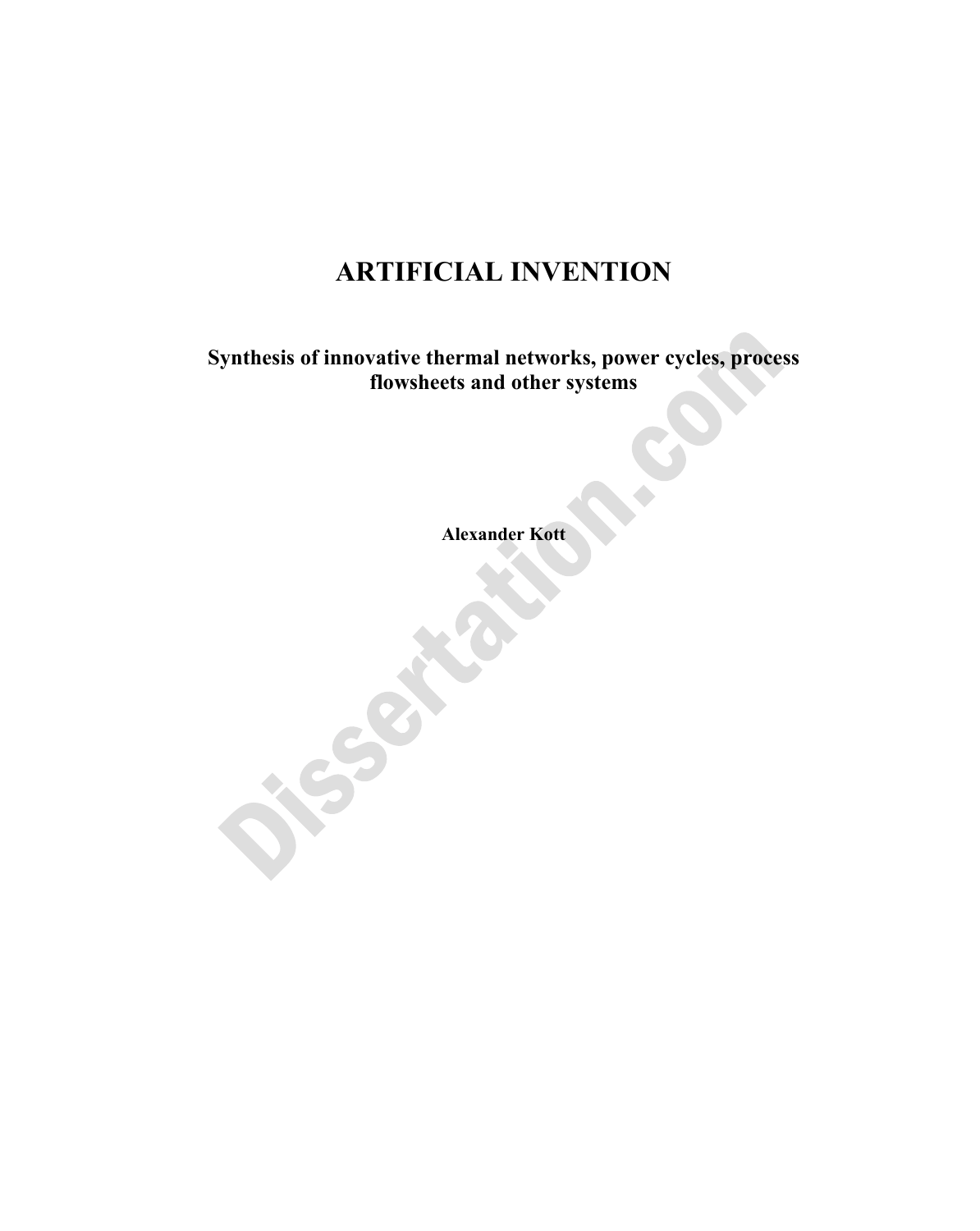# ARTIFICIAL INVENTION

## Synthesis of innovative thermal networks, power cycles, process flowsheets and other systems

**Alexander Kott**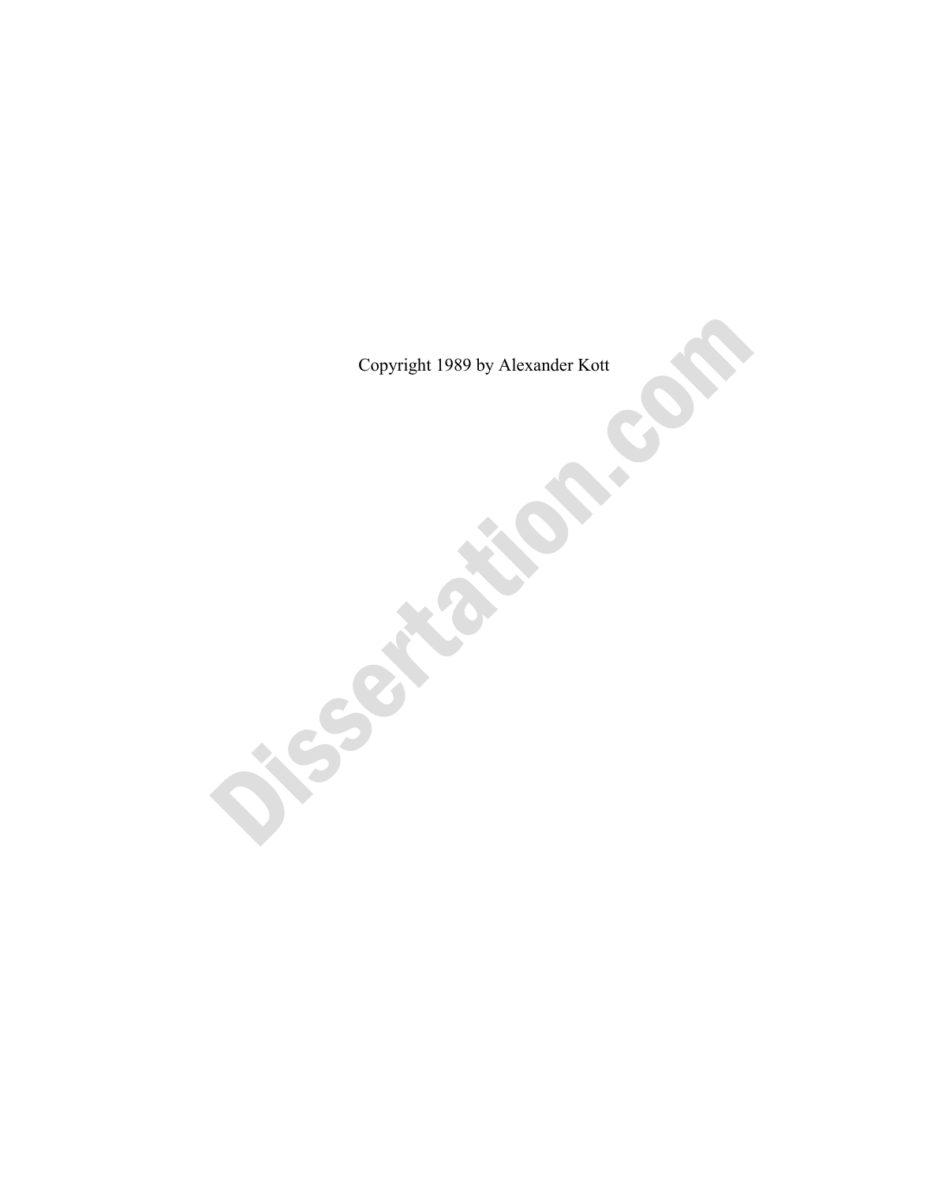Copyright 1989 by Alexander Kott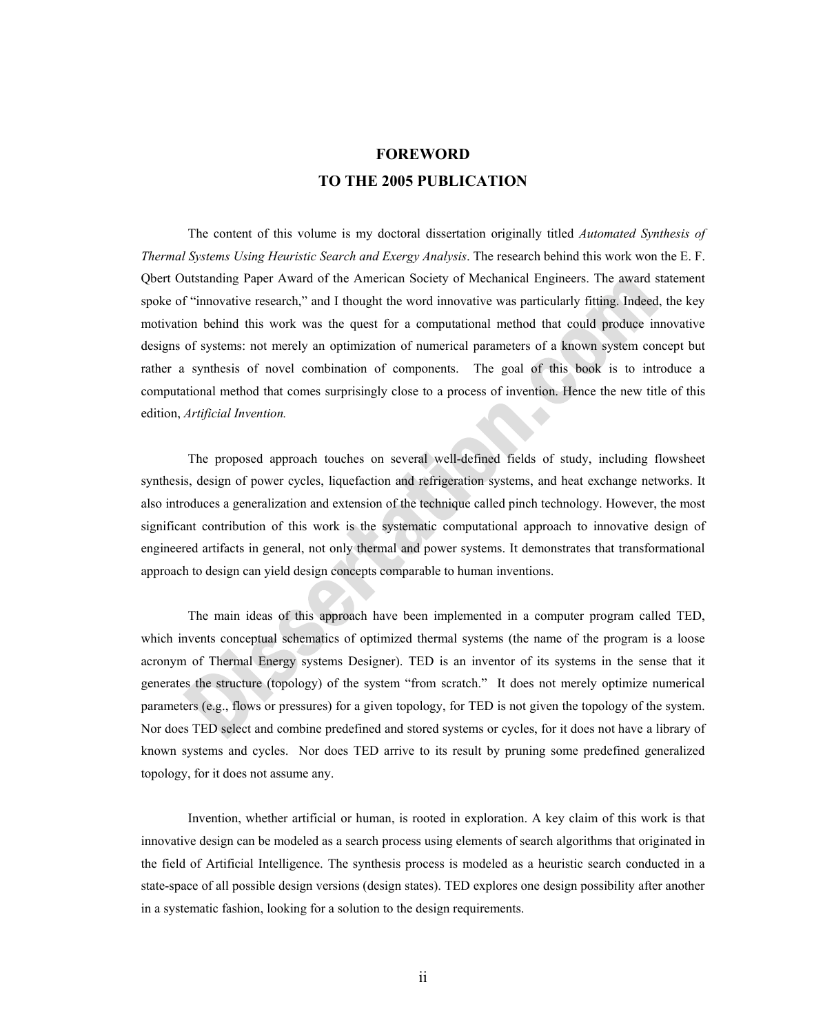# FOREWORD
# TO THE 2005 PUBLICATION

The content of this volume is my doctoral dissertation originally titled *Automated Synthesis of Thermal Systems Using Heuristic Search and Exergy Analysis*. The research behind this work won the E. F. Qbert Outstanding Paper Award of the American Society of Mechanical Engineers. The award statement spoke of "innovative research," and I thought the word innovative was particularly fitting. Indeed, the key motivation behind this work was the quest for a computational method that could produce innovative designs of systems: not merely an optimization of numerical parameters of a known system concept but rather a synthesis of novel combination of components. The goal of this book is to introduce a computational method that comes surprisingly close to a process of invention. Hence the new title of this edition, *Artificial Invention.*

The proposed approach touches on several well-defined fields of study, including flowsheet synthesis, design of power cycles, liquefaction and refrigeration systems, and heat exchange networks. It also introduces a generalization and extension of the technique called pinch technology. However, the most significant contribution of this work is the systematic computational approach to innovative design of engineered artifacts in general, not only thermal and power systems. It demonstrates that transformational approach to design can yield design concepts comparable to human inventions.

The main ideas of this approach have been implemented in a computer program called TED, which invents conceptual schematics of optimized thermal systems (the name of the program is a loose acronym of Thermal Energy systems Designer). TED is an inventor of its systems in the sense that it generates the structure (topology) of the system "from scratch." It does not merely optimize numerical parameters (e.g., flows or pressures) for a given topology, for TED is not given the topology of the system. Nor does TED select and combine predefined and stored systems or cycles, for it does not have a library of known systems and cycles. Nor does TED arrive to its result by pruning some predefined generalized topology, for it does not assume any.

Invention, whether artificial or human, is rooted in exploration. A key claim of this work is that innovative design can be modeled as a search process using elements of search algorithms that originated in the field of Artificial Intelligence. The synthesis process is modeled as a heuristic search conducted in a state-space of all possible design versions (design states). TED explores one design possibility after another in a systematic fashion, looking for a solution to the design requirements.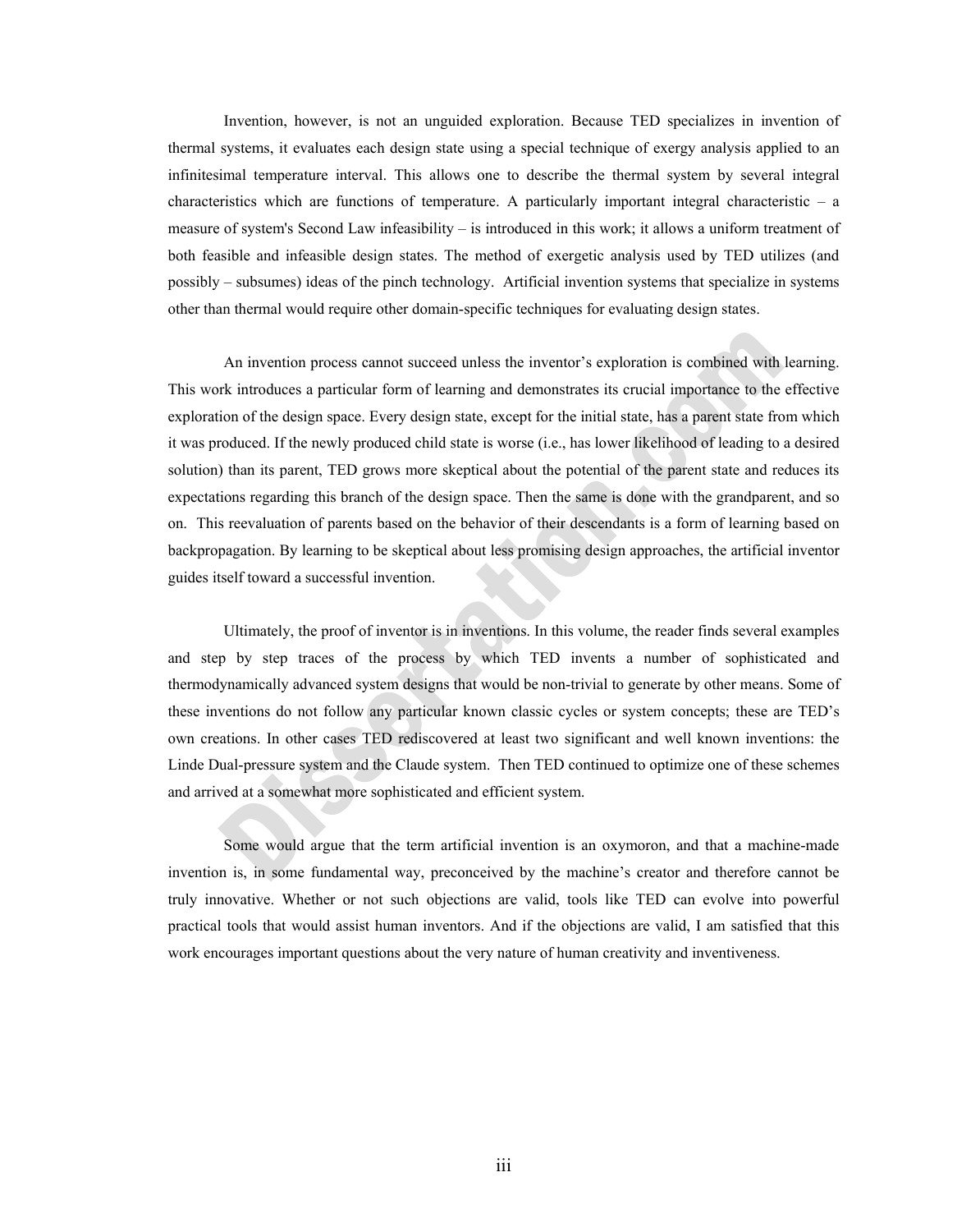Invention, however, is not an unguided exploration. Because TED specializes in invention of thermal systems, it evaluates each design state using a special technique of exergy analysis applied to an infinitesimal temperature interval. This allows one to describe the thermal system by several integral characteristics which are functions of temperature. A particularly important integral characteristic – a measure of system's Second Law infeasibility – is introduced in this work; it allows a uniform treatment of both feasible and infeasible design states. The method of exergetic analysis used by TED utilizes (and possibly – subsumes) ideas of the pinch technology. Artificial invention systems that specialize in systems other than thermal would require other domain-specific techniques for evaluating design states.

An invention process cannot succeed unless the inventor's exploration is combined with learning. This work introduces a particular form of learning and demonstrates its crucial importance to the effective exploration of the design space. Every design state, except for the initial state, has a parent state from which it was produced. If the newly produced child state is worse (i.e., has lower likelihood of leading to a desired solution) than its parent, TED grows more skeptical about the potential of the parent state and reduces its expectations regarding this branch of the design space. Then the same is done with the grandparent, and so on. This reevaluation of parents based on the behavior of their descendants is a form of learning based on backpropagation. By learning to be skeptical about less promising design approaches, the artificial inventor guides itself toward a successful invention.

Ultimately, the proof of inventor is in inventions. In this volume, the reader finds several examples and step by step traces of the process by which TED invents a number of sophisticated and thermodynamically advanced system designs that would be non-trivial to generate by other means. Some of these inventions do not follow any particular known classic cycles or system concepts; these are TED's own creations. In other cases TED rediscovered at least two significant and well known inventions: the Linde Dual-pressure system and the Claude system. Then TED continued to optimize one of these schemes and arrived at a somewhat more sophisticated and efficient system.

Some would argue that the term artificial invention is an oxymoron, and that a machine-made invention is, in some fundamental way, preconceived by the machine's creator and therefore cannot be truly innovative. Whether or not such objections are valid, tools like TED can evolve into powerful practical tools that would assist human inventors. And if the objections are valid, I am satisfied that this work encourages important questions about the very nature of human creativity and inventiveness.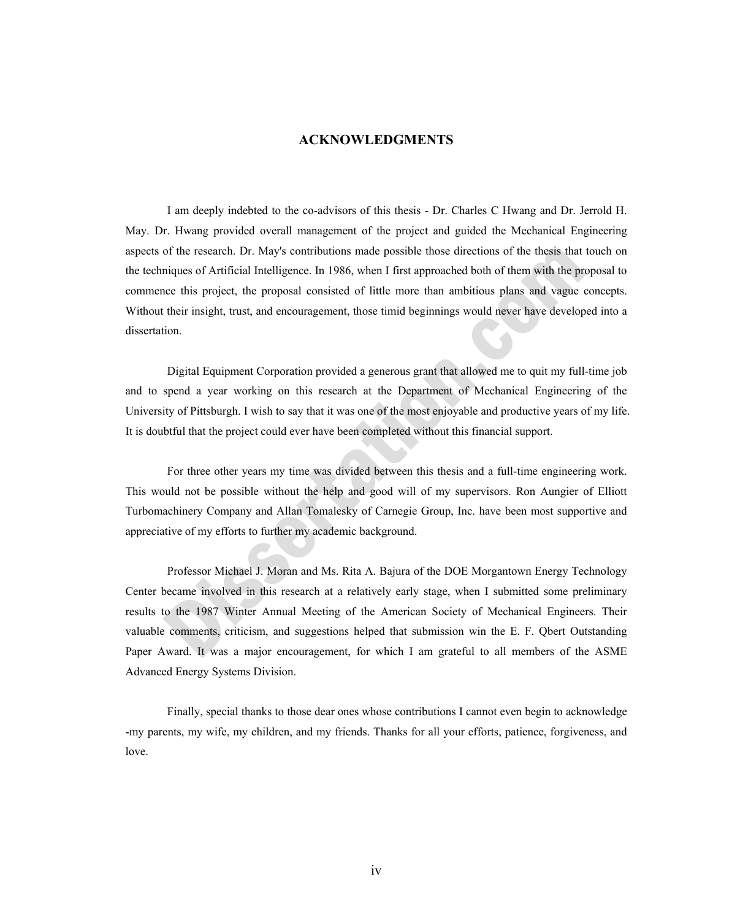## ACKNOWLEDGMENTS

I am deeply indebted to the co-advisors of this thesis - Dr. Charles C Hwang and Dr. Jerrold H. May. Dr. Hwang provided overall management of the project and guided the Mechanical Engineering aspects of the research. Dr. May's contributions made possible those directions of the thesis that touch on the techniques of Artificial Intelligence. In 1986, when I first approached both of them with the proposal to commence this project, the proposal consisted of little more than ambitious plans and vague concepts. Without their insight, trust, and encouragement, those timid beginnings would never have developed into a dissertation.

Digital Equipment Corporation provided a generous grant that allowed me to quit my full-time job and to spend a year working on this research at the Department of Mechanical Engineering of the University of Pittsburgh. I wish to say that it was one of the most enjoyable and productive years of my life. It is doubtful that the project could ever have been completed without this financial support.

For three other years my time was divided between this thesis and a full-time engineering work. This would not be possible without the help and good will of my supervisors. Ron Aungier of Elliott Turbomachinery Company and Allan Tomalesky of Carnegie Group, Inc. have been most supportive and appreciative of my efforts to further my academic background.

Professor Michael J. Moran and Ms. Rita A. Bajura of the DOE Morgantown Energy Technology Center became involved in this research at a relatively early stage, when I submitted some preliminary results to the 1987 Winter Annual Meeting of the American Society of Mechanical Engineers. Their valuable comments, criticism, and suggestions helped that submission win the E. F. Qbert Outstanding Paper Award. It was a major encouragement, for which I am grateful to all members of the ASME Advanced Energy Systems Division.

Finally, special thanks to those dear ones whose contributions I cannot even begin to acknowledge -my parents, my wife, my children, and my friends. Thanks for all your efforts, patience, forgiveness, and love.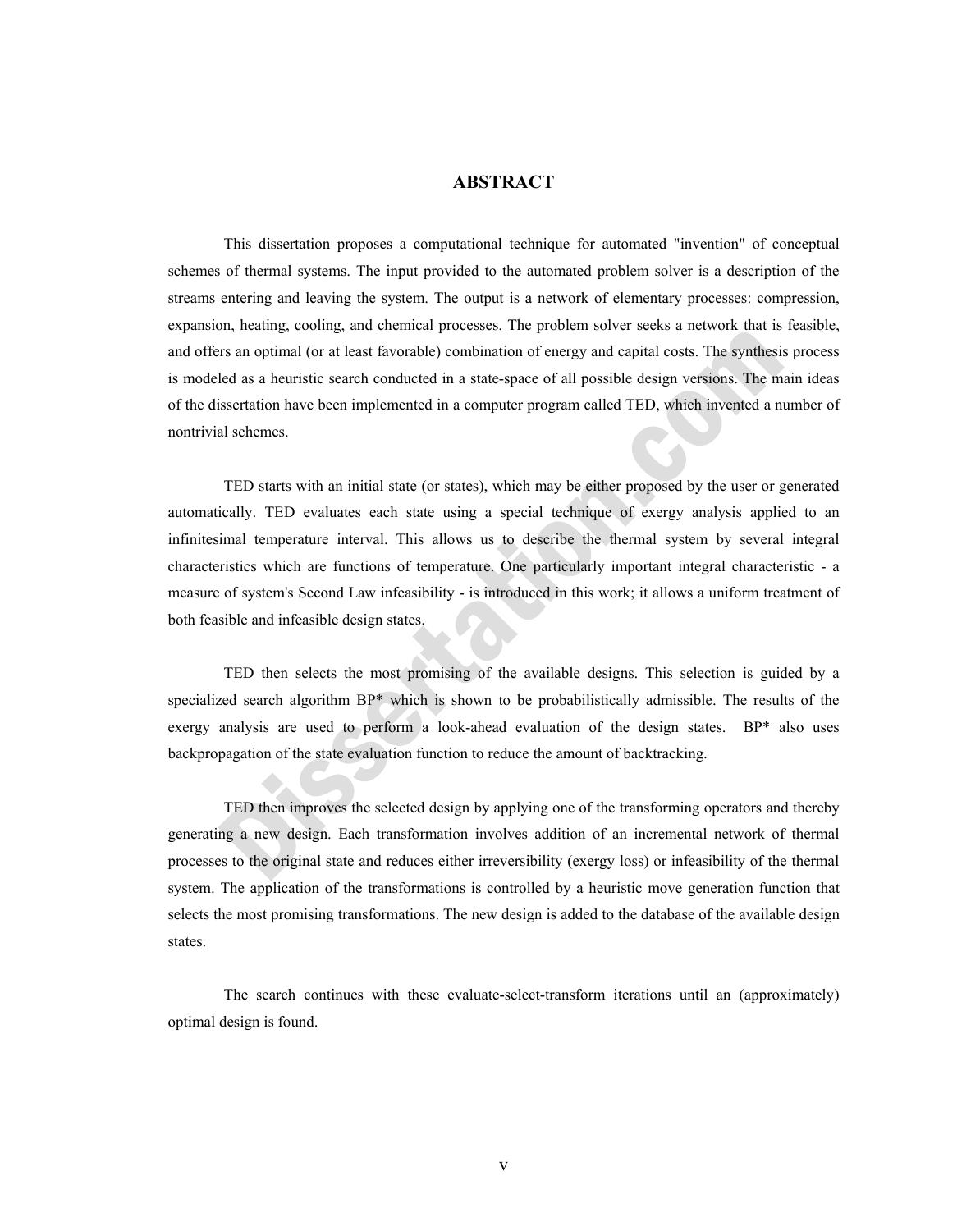## ABSTRACT

This dissertation proposes a computational technique for automated "invention" of conceptual schemes of thermal systems. The input provided to the automated problem solver is a description of the streams entering and leaving the system. The output is a network of elementary processes: compression, expansion, heating, cooling, and chemical processes. The problem solver seeks a network that is feasible, and offers an optimal (or at least favorable) combination of energy and capital costs. The synthesis process is modeled as a heuristic search conducted in a state-space of all possible design versions. The main ideas of the dissertation have been implemented in a computer program called TED, which invented a number of nontrivial schemes.

TED starts with an initial state (or states), which may be either proposed by the user or generated automatically. TED evaluates each state using a special technique of exergy analysis applied to an infinitesimal temperature interval. This allows us to describe the thermal system by several integral characteristics which are functions of temperature. One particularly important integral characteristic - a measure of system's Second Law infeasibility - is introduced in this work; it allows a uniform treatment of both feasible and infeasible design states.

TED then selects the most promising of the available designs. This selection is guided by a specialized search algorithm BP* which is shown to be probabilistically admissible. The results of the exergy analysis are used to perform a look-ahead evaluation of the design states. BP* also uses backpropagation of the state evaluation function to reduce the amount of backtracking.

TED then improves the selected design by applying one of the transforming operators and thereby generating a new design. Each transformation involves addition of an incremental network of thermal processes to the original state and reduces either irreversibility (exergy loss) or infeasibility of the thermal system. The application of the transformations is controlled by a heuristic move generation function that selects the most promising transformations. The new design is added to the database of the available design states.

The search continues with these evaluate-select-transform iterations until an (approximately) optimal design is found.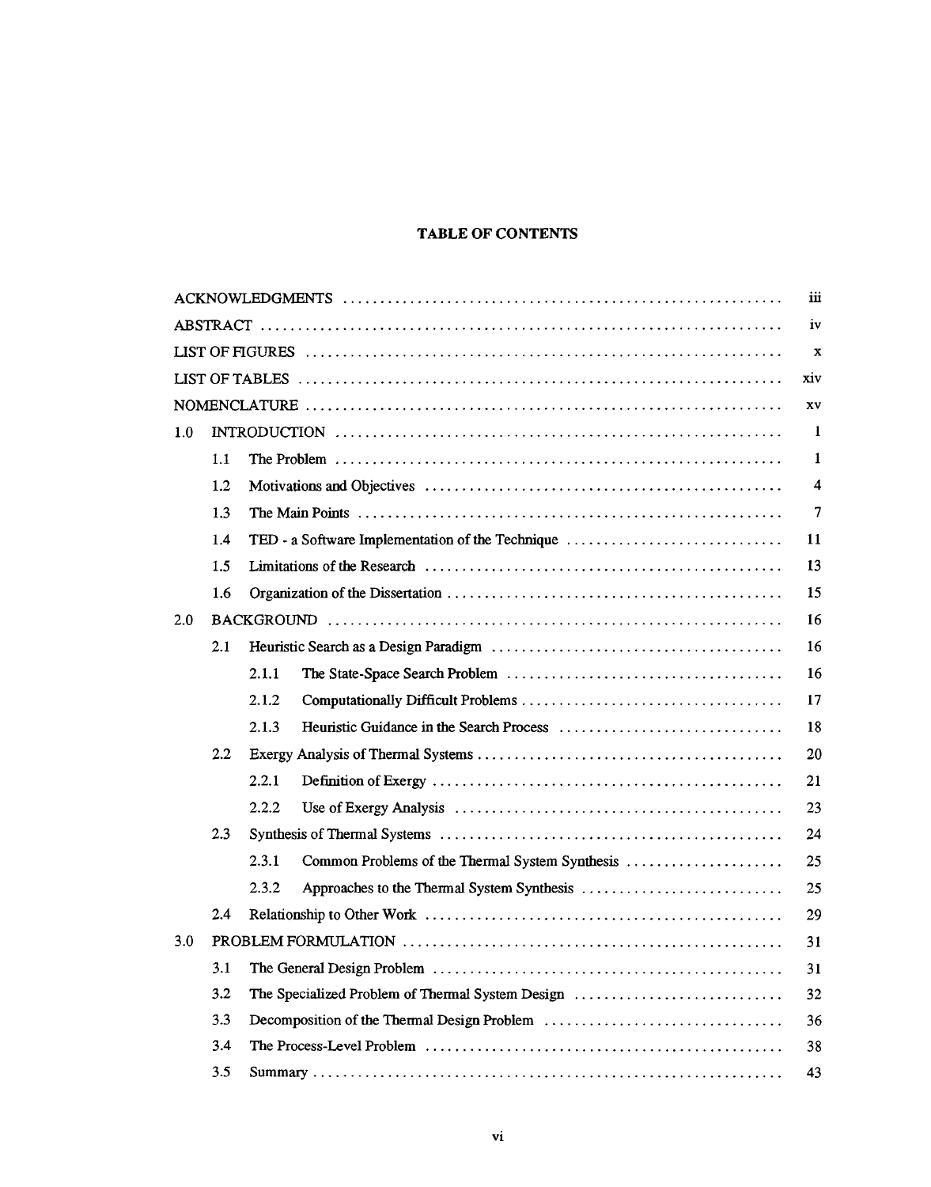# TABLE OF CONTENTS

| | | | |
|---|---|---|---|
| ACKNOWLEDGMENTS | | | iii |
| ABSTRACT | | | iv |
| LIST OF FIGURES | | | x |
| LIST OF TABLES | | | xiv |
| NOMENCLATURE | | | xv |
| 1.0 | INTRODUCTION | | 1 |
| | 1.1 | The Problem | 1 |
| | 1.2 | Motivations and Objectives | 4 |
| | 1.3 | The Main Points | 7 |
| | 1.4 | TED - a Software Implementation of the Technique | 11 |
| | 1.5 | Limitations of the Research | 13 |
| | 1.6 | Organization of the Dissertation | 15 |
| 2.0 | BACKGROUND | | 16 |
| | 2.1 | Heuristic Search as a Design Paradigm | 16 |
| | | 2.1.1 The State-Space Search Problem | 16 |
| | | 2.1.2 Computationally Difficult Problems | 17 |
| | | 2.1.3 Heuristic Guidance in the Search Process | 18 |
| | 2.2 | Exergy Analysis of Thermal Systems | 20 |
| | | 2.2.1 Definition of Exergy | 21 |
| | | 2.2.2 Use of Exergy Analysis | 23 |
| | 2.3 | Synthesis of Thermal Systems | 24 |
| | | 2.3.1 Common Problems of the Thermal System Synthesis | 25 |
| | | 2.3.2 Approaches to the Thermal System Synthesis | 25 |
| | 2.4 | Relationship to Other Work | 29 |
| 3.0 | PROBLEM FORMULATION | | 31 |
| | 3.1 | The General Design Problem | 31 |
| | 3.2 | The Specialized Problem of Thermal System Design | 32 |
| | 3.3 | Decomposition of the Thermal Design Problem | 36 |
| | 3.4 | The Process-Level Problem | 38 |
| | 3.5 | Summary | 43 |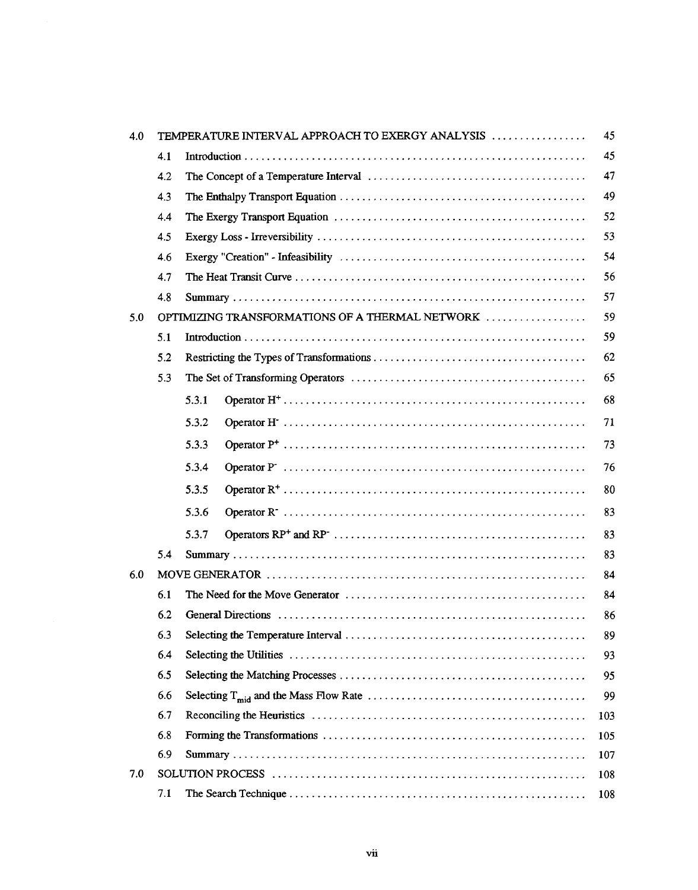| | | | |
|---|---|---|---|
| 4.0 | TEMPERATURE INTERVAL APPROACH TO EXERGY ANALYSIS | | 45 |
| | 4.1 | Introduction | 45 |
| | 4.2 | The Concept of a Temperature Interval | 47 |
| | 4.3 | The Enthalpy Transport Equation | 49 |
| | 4.4 | The Exergy Transport Equation | 52 |
| | 4.5 | Exergy Loss - Irreversibility | 53 |
| | 4.6 | Exergy "Creation" - Infeasibility | 54 |
| | 4.7 | The Heat Transit Curve | 56 |
| | 4.8 | Summary | 57 |
| 5.0 | OPTIMIZING TRANSFORMATIONS OF A THERMAL NETWORK | | 59 |
| | 5.1 | Introduction | 59 |
| | 5.2 | Restricting the Types of Transformations | 62 |
| | 5.3 | The Set of Transforming Operators | 65 |
| | | 5.3.1 Operator $H^+$ | 68 |
| | | 5.3.2 Operator $H^-$ | 71 |
| | | 5.3.3 Operator $P^+$ | 73 |
| | | 5.3.4 Operator $P^-$ | 76 |
| | | 5.3.5 Operator $R^+$ | 80 |
| | | 5.3.6 Operator $R^-$ | 83 |
| | | 5.3.7 Operators $RP^+$ and $RP^-$ | 83 |
| | 5.4 | Summary | 83 |
| 6.0 | MOVE GENERATOR | | 84 |
| | 6.1 | The Need for the Move Generator | 84 |
| | 6.2 | General Directions | 86 |
| | 6.3 | Selecting the Temperature Interval | 89 |
| | 6.4 | Selecting the Utilities | 93 |
| | 6.5 | Selecting the Matching Processes | 95 |
| | 6.6 | Selecting $T_{mid}$ and the Mass Flow Rate | 99 |
| | 6.7 | Reconciling the Heuristics | 103 |
| | 6.8 | Forming the Transformations | 105 |
| | 6.9 | Summary | 107 |
| 7.0 | SOLUTION PROCESS | | 108 |
| | 7.1 | The Search Technique | 108 |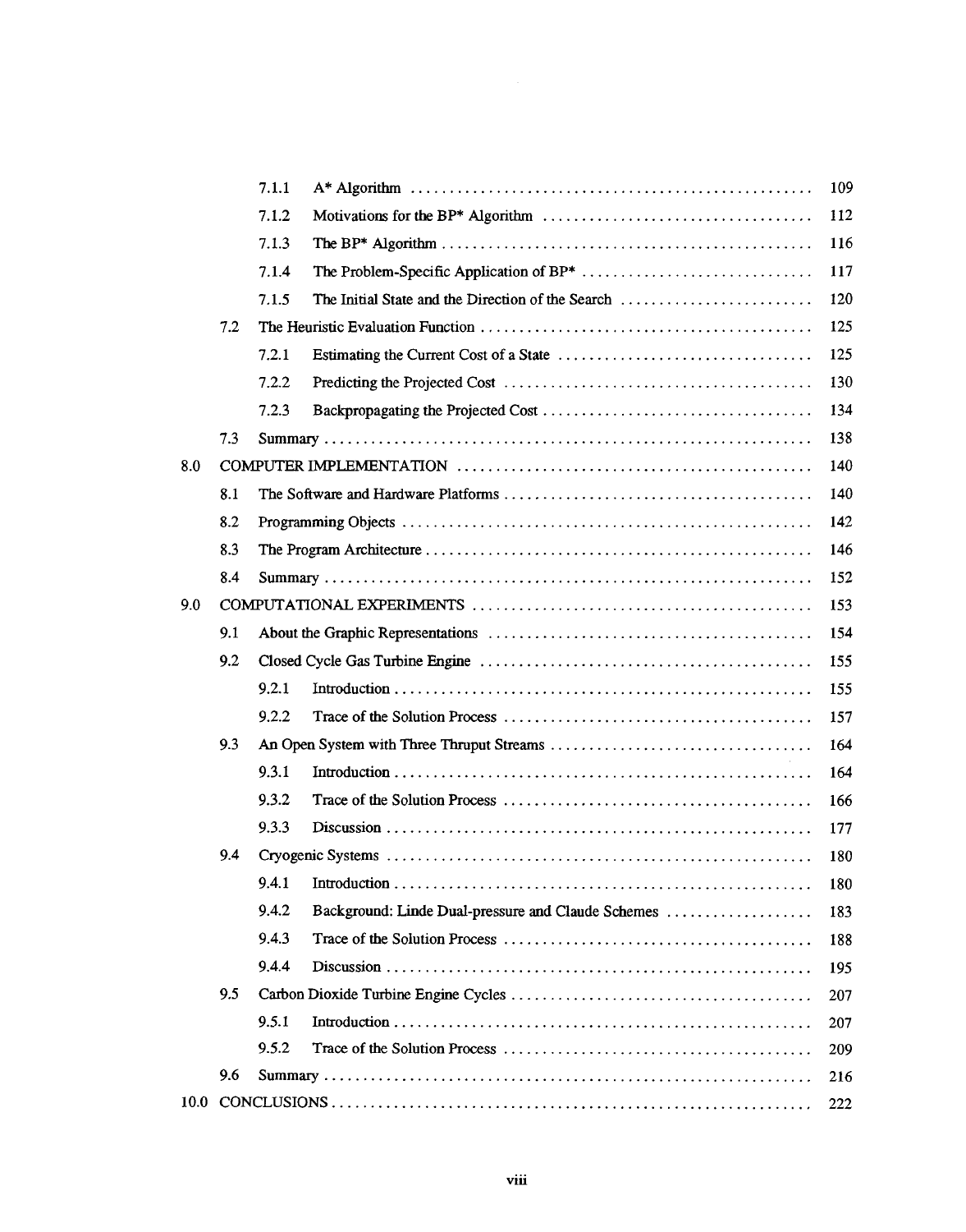| | | | |
|---|---|---|---|
| | 7.1.1 | A* Algorithm | 109 |
| | 7.1.2 | Motivations for the BP* Algorithm | 112 |
| | 7.1.3 | The BP* Algorithm | 116 |
| | 7.1.4 | The Problem-Specific Application of BP* | 117 |
| | 7.1.5 | The Initial State and the Direction of the Search | 120 |
| 7.2 | The Heuristic Evaluation Function | | 125 |
| | 7.2.1 | Estimating the Current Cost of a State | 125 |
| | 7.2.2 | Predicting the Projected Cost | 130 |
| | 7.2.3 | Backpropagating the Projected Cost | 134 |
| 7.3 | Summary | | 138 |
| 8.0 | COMPUTER IMPLEMENTATION | | 140 |
| 8.1 | The Software and Hardware Platforms | | 140 |
| 8.2 | Programming Objects | | 142 |
| 8.3 | The Program Architecture | | 146 |
| 8.4 | Summary | | 152 |
| 9.0 | COMPUTATIONAL EXPERIMENTS | | 153 |
| 9.1 | About the Graphic Representations | | 154 |
| 9.2 | Closed Cycle Gas Turbine Engine | | 155 |
| | 9.2.1 | Introduction | 155 |
| | 9.2.2 | Trace of the Solution Process | 157 |
| 9.3 | An Open System with Three Thruput Streams | | 164 |
| | 9.3.1 | Introduction | 164 |
| | 9.3.2 | Trace of the Solution Process | 166 |
| | 9.3.3 | Discussion | 177 |
| 9.4 | Cryogenic Systems | | 180 |
| | 9.4.1 | Introduction | 180 |
| | 9.4.2 | Background: Linde Dual-pressure and Claude Schemes | 183 |
| | 9.4.3 | Trace of the Solution Process | 188 |
| | 9.4.4 | Discussion | 195 |
| 9.5 | Carbon Dioxide Turbine Engine Cycles | | 207 |
| | 9.5.1 | Introduction | 207 |
| | 9.5.2 | Trace of the Solution Process | 209 |
| 9.6 | Summary | | 216 |
| 10.0 | CONCLUSIONS | | 222 |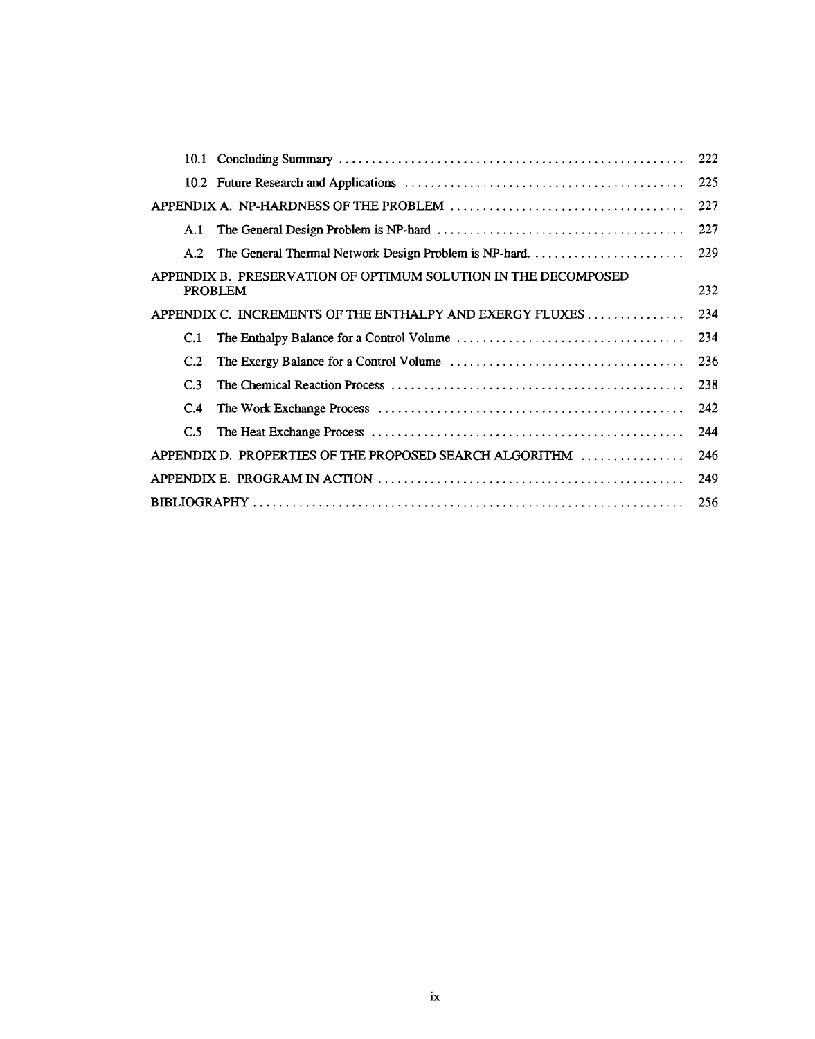| | |
|---|---|
| 10.1 Concluding Summary | 222 |
| 10.2 Future Research and Applications | 225 |
| APPENDIX A. NP-HARDNESS OF THE PROBLEM | 227 |
| A.1 The General Design Problem is NP-hard | 227 |
| A.2 The General Thermal Network Design Problem is NP-hard. | 229 |
| APPENDIX B. PRESERVATION OF OPTIMUM SOLUTION IN THE DECOMPOSED PROBLEM | 232 |
| APPENDIX C. INCREMENTS OF THE ENTHALPY AND EXERGY FLUXES | 234 |
| C.1 The Enthalpy Balance for a Control Volume | 234 |
| C.2 The Exergy Balance for a Control Volume | 236 |
| C.3 The Chemical Reaction Process | 238 |
| C.4 The Work Exchange Process | 242 |
| C.5 The Heat Exchange Process | 244 |
| APPENDIX D. PROPERTIES OF THE PROPOSED SEARCH ALGORITHM | 246 |
| APPENDIX E. PROGRAM IN ACTION | 249 |
| BIBLIOGRAPHY | 256 |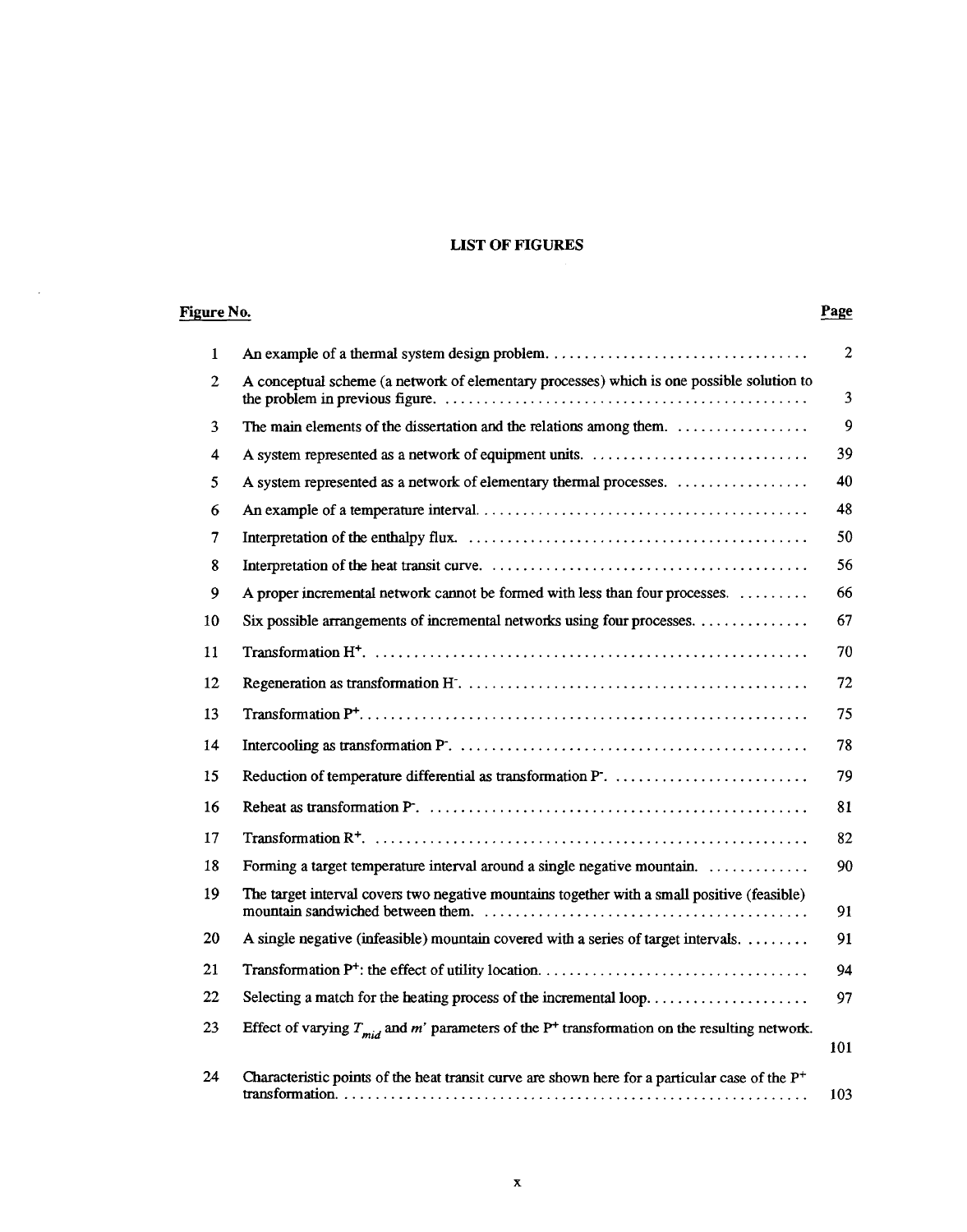## LIST OF FIGURES

| Figure No. | | Page |
|---|---|---|
| 1 | An example of a thermal system design problem. | 2 |
| 2 | A conceptual scheme (a network of elementary processes) which is one possible solution to the problem in previous figure. | 3 |
| 3 | The main elements of the dissertation and the relations among them. | 9 |
| 4 | A system represented as a network of equipment units. | 39 |
| 5 | A system represented as a network of elementary thermal processes. | 40 |
| 6 | An example of a temperature interval. | 48 |
| 7 | Interpretation of the enthalpy flux. | 50 |
| 8 | Interpretation of the heat transit curve. | 56 |
| 9 | A proper incremental network cannot be formed with less than four processes. | 66 |
| 10 | Six possible arrangements of incremental networks using four processes. | 67 |
| 11 | Transformation $H^+$. | 70 |
| 12 | Regeneration as transformation $H^-$. | 72 |
| 13 | Transformation $P^+$. | 75 |
| 14 | Intercooling as transformation $P^-$. | 78 |
| 15 | Reduction of temperature differential as transformation $P^-$. | 79 |
| 16 | Reheat as transformation $P^-$. | 81 |
| 17 | Transformation $R^+$. | 82 |
| 18 | Forming a target temperature interval around a single negative mountain. | 90 |
| 19 | The target interval covers two negative mountains together with a small positive (feasible) mountain sandwiched between them. | 91 |
| 20 | A single negative (infeasible) mountain covered with a series of target intervals. | 91 |
| 21 | Transformation $P^+$: the effect of utility location. | 94 |
| 22 | Selecting a match for the heating process of the incremental loop. | 97 |
| 23 | Effect of varying $T_{mid}$ and $m'$ parameters of the $P^+$ transformation on the resulting network. | 101 |
| 24 | Characteristic points of the heat transit curve are shown here for a particular case of the $P^+$ transformation. | 103 |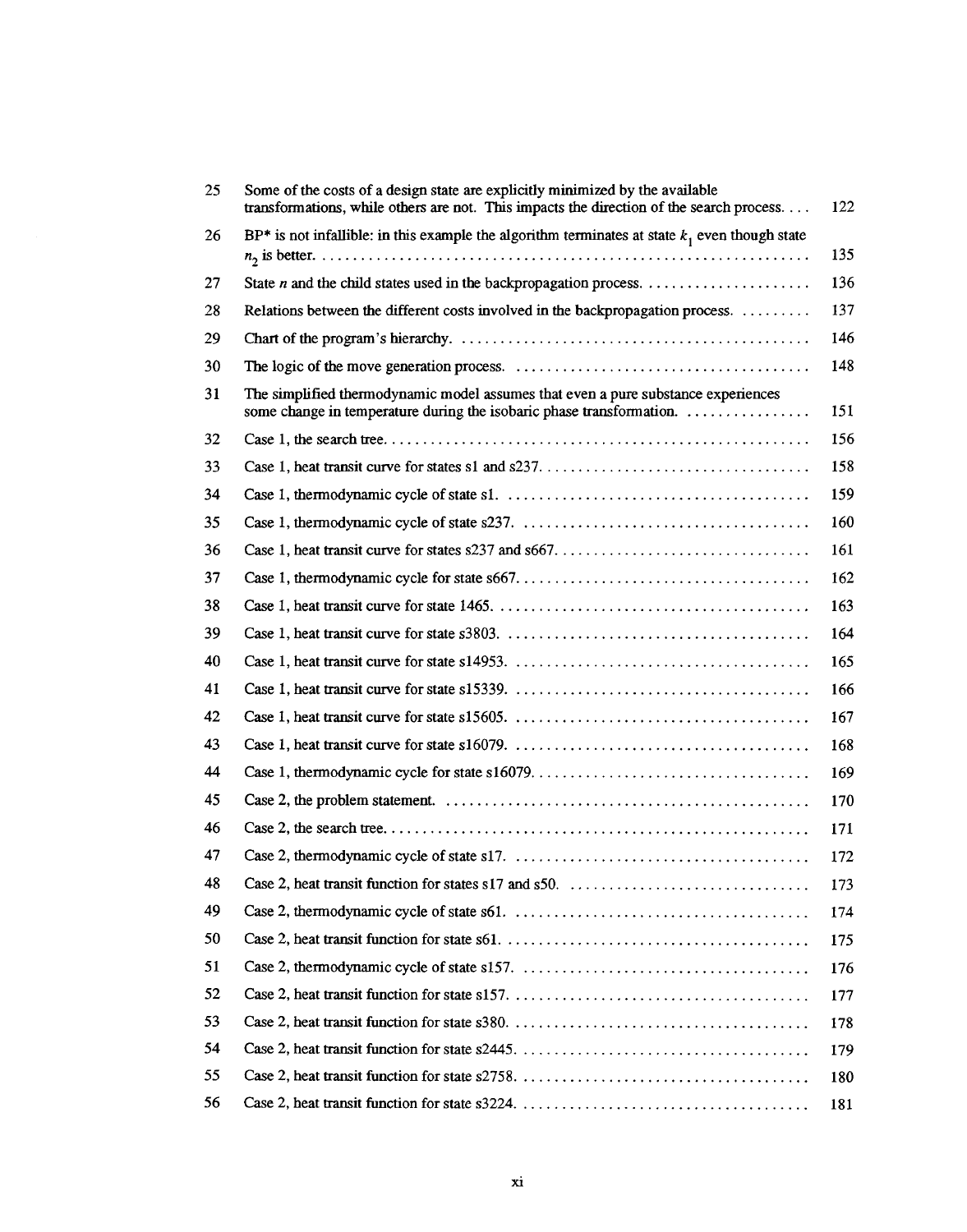| | | |
|---|---|---|
| 25 | Some of the costs of a design state are explicitly minimized by the available transformations, while others are not. This impacts the direction of the search process. | 122 |
| 26 | BP* is not infallible: in this example the algorithm terminates at state $k_1$ even though state $n_2$ is better. | 135 |
| 27 | State $n$ and the child states used in the backpropagation process. | 136 |
| 28 | Relations between the different costs involved in the backpropagation process. | 137 |
| 29 | Chart of the program's hierarchy. | 146 |
| 30 | The logic of the move generation process. | 148 |
| 31 | The simplified thermodynamic model assumes that even a pure substance experiences some change in temperature during the isobaric phase transformation. | 151 |
| 32 | Case 1, the search tree. | 156 |
| 33 | Case 1, heat transit curve for states s1 and s237. | 158 |
| 34 | Case 1, thermodynamic cycle of state s1. | 159 |
| 35 | Case 1, thermodynamic cycle of state s237. | 160 |
| 36 | Case 1, heat transit curve for states s237 and s667. | 161 |
| 37 | Case 1, thermodynamic cycle for state s667. | 162 |
| 38 | Case 1, heat transit curve for state 1465. | 163 |
| 39 | Case 1, heat transit curve for state s3803. | 164 |
| 40 | Case 1, heat transit curve for state s14953. | 165 |
| 41 | Case 1, heat transit curve for state s15339. | 166 |
| 42 | Case 1, heat transit curve for state s15605. | 167 |
| 43 | Case 1, heat transit curve for state s16079. | 168 |
| 44 | Case 1, thermodynamic cycle for state s16079. | 169 |
| 45 | Case 2, the problem statement. | 170 |
| 46 | Case 2, the search tree. | 171 |
| 47 | Case 2, thermodynamic cycle of state s17. | 172 |
| 48 | Case 2, heat transit function for states s17 and s50. | 173 |
| 49 | Case 2, thermodynamic cycle of state s61. | 174 |
| 50 | Case 2, heat transit function for state s61. | 175 |
| 51 | Case 2, thermodynamic cycle of state s157. | 176 |
| 52 | Case 2, heat transit function for state s157. | 177 |
| 53 | Case 2, heat transit function for state s380. | 178 |
| 54 | Case 2, heat transit function for state s2445. | 179 |
| 55 | Case 2, heat transit function for state s2758. | 180 |
| 56 | Case 2, heat transit function for state s3224. | 181 |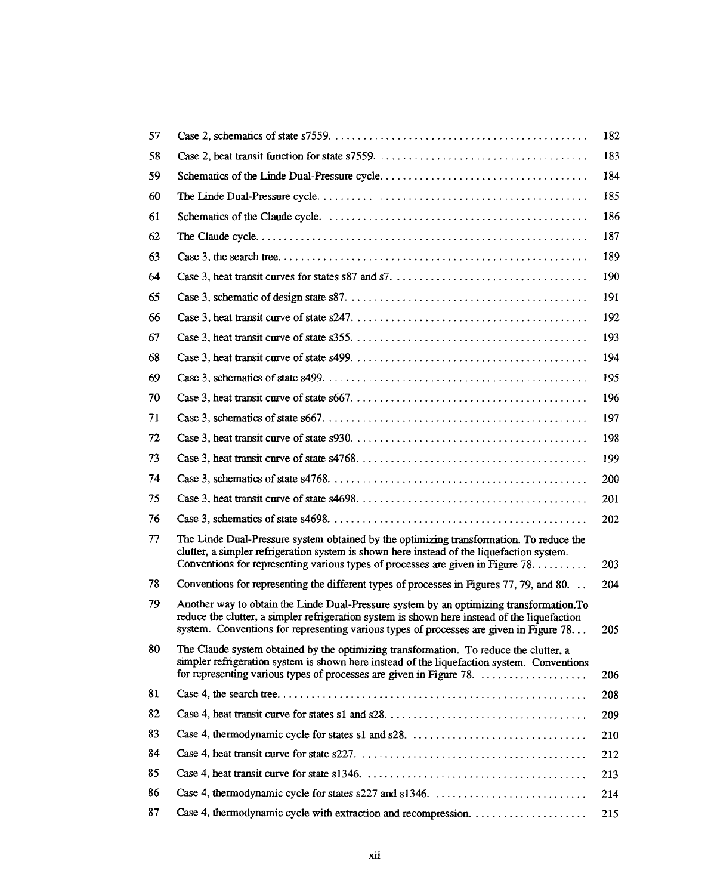| | | |
|---|---|---|
| 57 | Case 2, schematics of state s7559. | 182 |
| 58 | Case 2, heat transit function for state s7559. | 183 |
| 59 | Schematics of the Linde Dual-Pressure cycle. | 184 |
| 60 | The Linde Dual-Pressure cycle. | 185 |
| 61 | Schematics of the Claude cycle. | 186 |
| 62 | The Claude cycle. | 187 |
| 63 | Case 3, the search tree. | 189 |
| 64 | Case 3, heat transit curves for states s87 and s7. | 190 |
| 65 | Case 3, schematic of design state s87. | 191 |
| 66 | Case 3, heat transit curve of state s247. | 192 |
| 67 | Case 3, heat transit curve of state s355. | 193 |
| 68 | Case 3, heat transit curve of state s499. | 194 |
| 69 | Case 3, schematics of state s499. | 195 |
| 70 | Case 3, heat transit curve of state s667. | 196 |
| 71 | Case 3, schematics of state s667. | 197 |
| 72 | Case 3, heat transit curve of state s930. | 198 |
| 73 | Case 3, heat transit curve of state s4768. | 199 |
| 74 | Case 3, schematics of state s4768. | 200 |
| 75 | Case 3, heat transit curve of state s4698. | 201 |
| 76 | Case 3, schematics of state s4698. | 202 |
| 77 | The Linde Dual-Pressure system obtained by the optimizing transformation. To reduce the clutter, a simpler refrigeration system is shown here instead of the liquefaction system. Conventions for representing various types of processes are given in Figure 78. | 203 |
| 78 | Conventions for representing the different types of processes in Figures 77, 79, and 80. | 204 |
| 79 | Another way to obtain the Linde Dual-Pressure system by an optimizing transformation.To reduce the clutter, a simpler refrigeration system is shown here instead of the liquefaction system. Conventions for representing various types of processes are given in Figure 78. | 205 |
| 80 | The Claude system obtained by the optimizing transformation. To reduce the clutter, a simpler refrigeration system is shown here instead of the liquefaction system. Conventions for representing various types of processes are given in Figure 78. | 206 |
| 81 | Case 4, the search tree. | 208 |
| 82 | Case 4, heat transit curve for states s1 and s28. | 209 |
| 83 | Case 4, thermodynamic cycle for states s1 and s28. | 210 |
| 84 | Case 4, heat transit curve for state s227. | 212 |
| 85 | Case 4, heat transit curve for state s1346. | 213 |
| 86 | Case 4, thermodynamic cycle for states s227 and s1346. | 214 |
| 87 | Case 4, thermodynamic cycle with extraction and recompression. | 215 |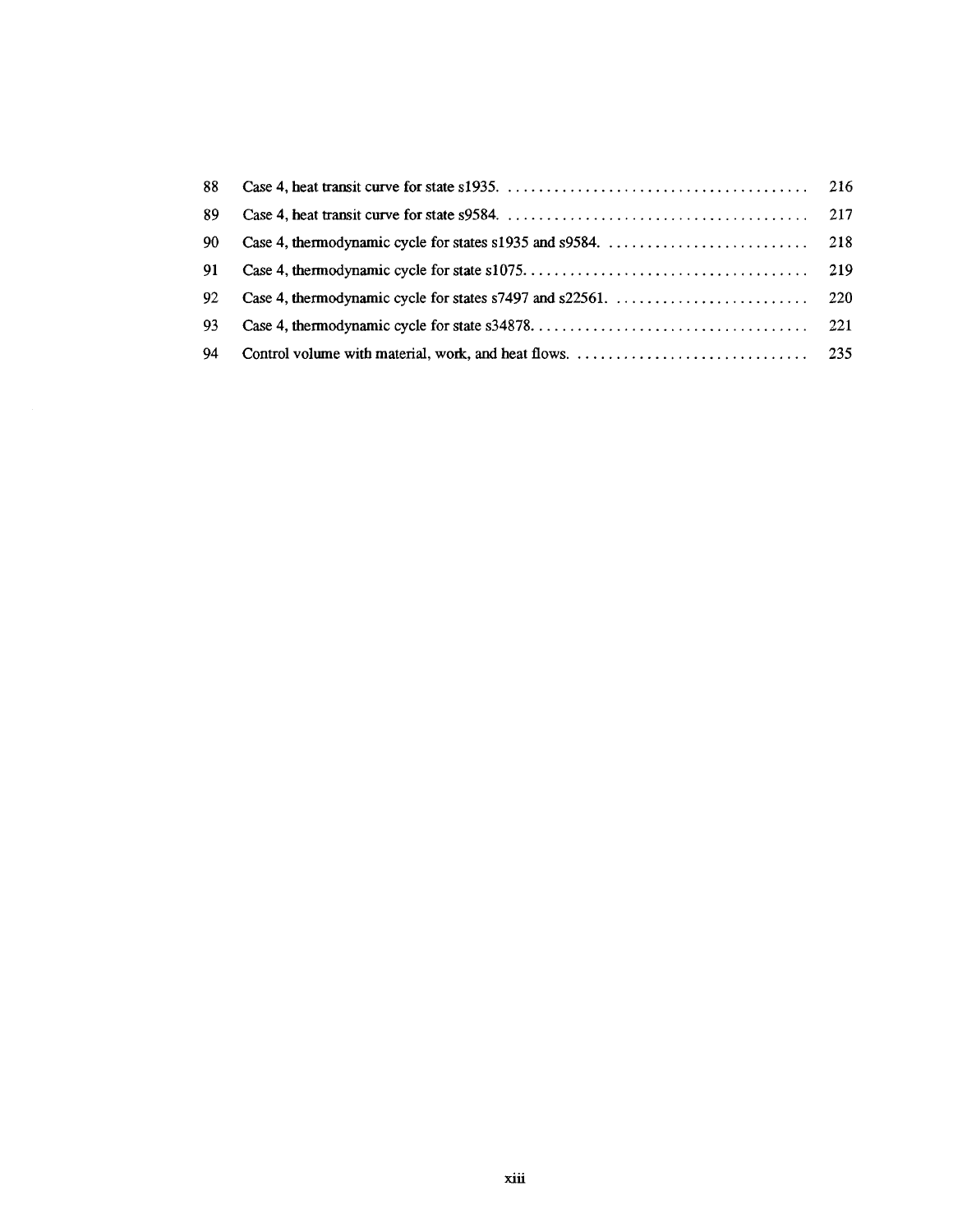| | | |
|---|---|---|
| 88 | Case 4, heat transit curve for state s1935. | 216 |
| 89 | Case 4, heat transit curve for state s9584. | 217 |
| 90 | Case 4, thermodynamic cycle for states s1935 and s9584. | 218 |
| 91 | Case 4, thermodynamic cycle for state s1075. | 219 |
| 92 | Case 4, thermodynamic cycle for states s7497 and s22561. | 220 |
| 93 | Case 4, thermodynamic cycle for state s34878. | 221 |
| 94 | Control volume with material, work, and heat flows. | 235 |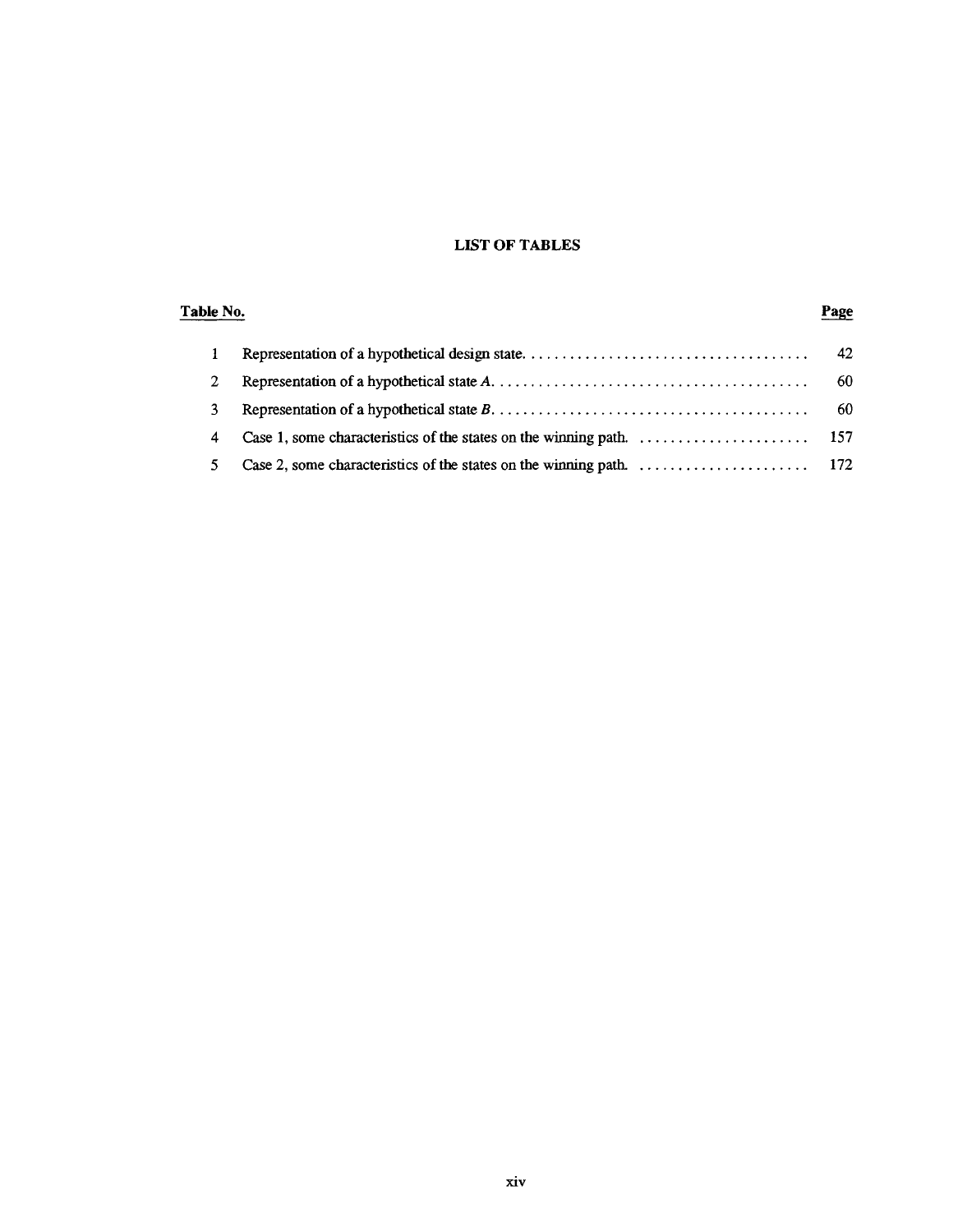## LIST OF TABLES

| Table No. | | Page |
|---|---|---|
| 1 | Representation of a hypothetical design state. | 42 |
| 2 | Representation of a hypothetical state *A*. | 60 |
| 3 | Representation of a hypothetical state *B*. | 60 |
| 4 | Case 1, some characteristics of the states on the winning path. | 157 |
| 5 | Case 2, some characteristics of the states on the winning path. | 172 |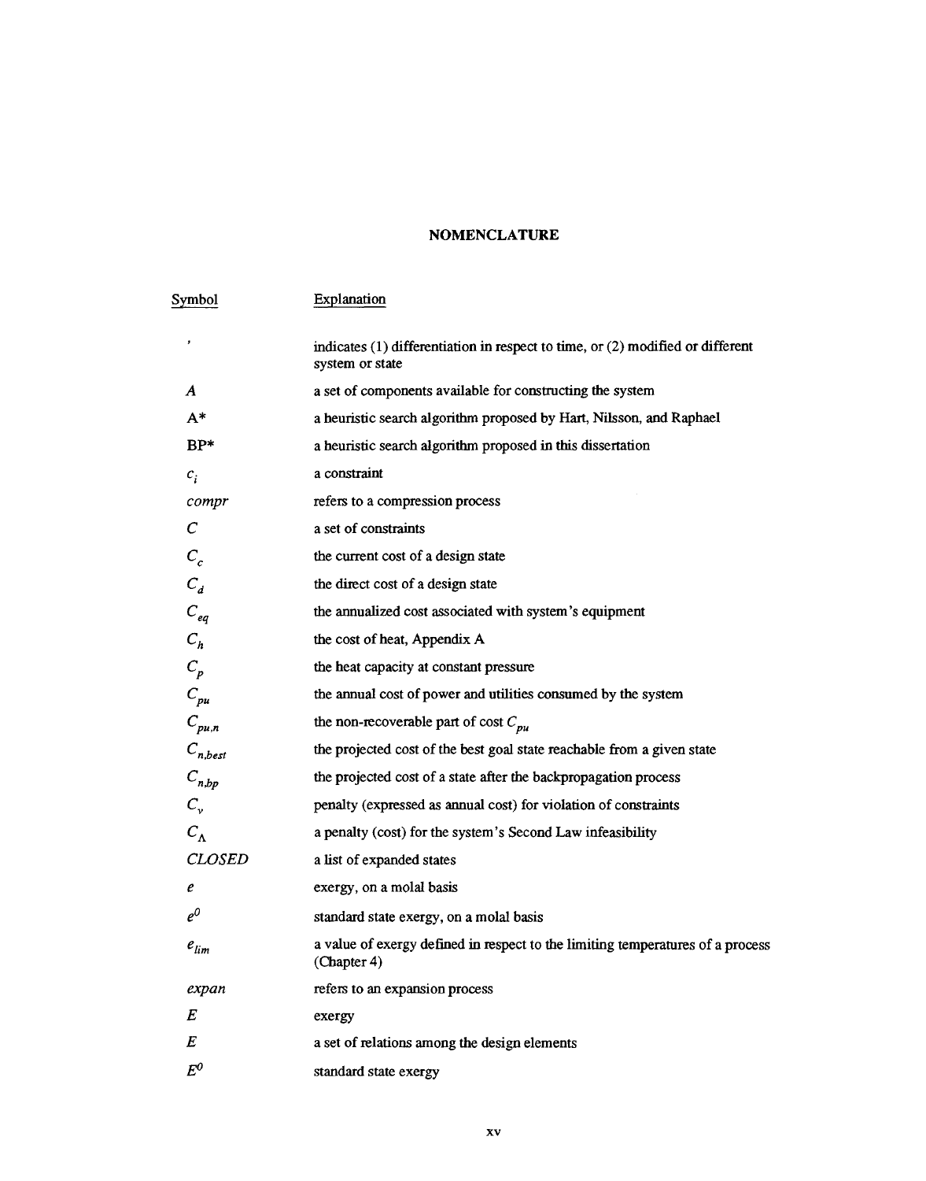## NOMENCLATURE

| Symbol | Explanation |
|---|---|
| $'$ | indicates (1) differentiation in respect to time, or (2) modified or different system or state |
| $A$ | a set of components available for constructing the system |
| A* | a heuristic search algorithm proposed by Hart, Nilsson, and Raphael |
| BP* | a heuristic search algorithm proposed in this dissertation |
| $c_i$ | a constraint |
| *compr* | refers to a compression process |
| $C$ | a set of constraints |
| $C_c$ | the current cost of a design state |
| $C_d$ | the direct cost of a design state |
| $C_{eq}$ | the annualized cost associated with system's equipment |
| $C_h$ | the cost of heat, Appendix A |
| $C_p$ | the heat capacity at constant pressure |
| $C_{pu}$ | the annual cost of power and utilities consumed by the system |
| $C_{pu,n}$ | the non-recoverable part of cost $C_{pu}$ |
| $C_{n,best}$ | the projected cost of the best goal state reachable from a given state |
| $C_{n,bp}$ | the projected cost of a state after the backpropagation process |
| $C_v$ | penalty (expressed as annual cost) for violation of constraints |
| $C_\Lambda$ | a penalty (cost) for the system's Second Law infeasibility |
| *CLOSED* | a list of expanded states |
| $e$ | exergy, on a molal basis |
| $e^0$ | standard state exergy, on a molal basis |
| $e_{lim}$ | a value of exergy defined in respect to the limiting temperatures of a process (Chapter 4) |
| *expan* | refers to an expansion process |
| $E$ | exergy |
| $E$ | a set of relations among the design elements |
| $E^0$ | standard state exergy |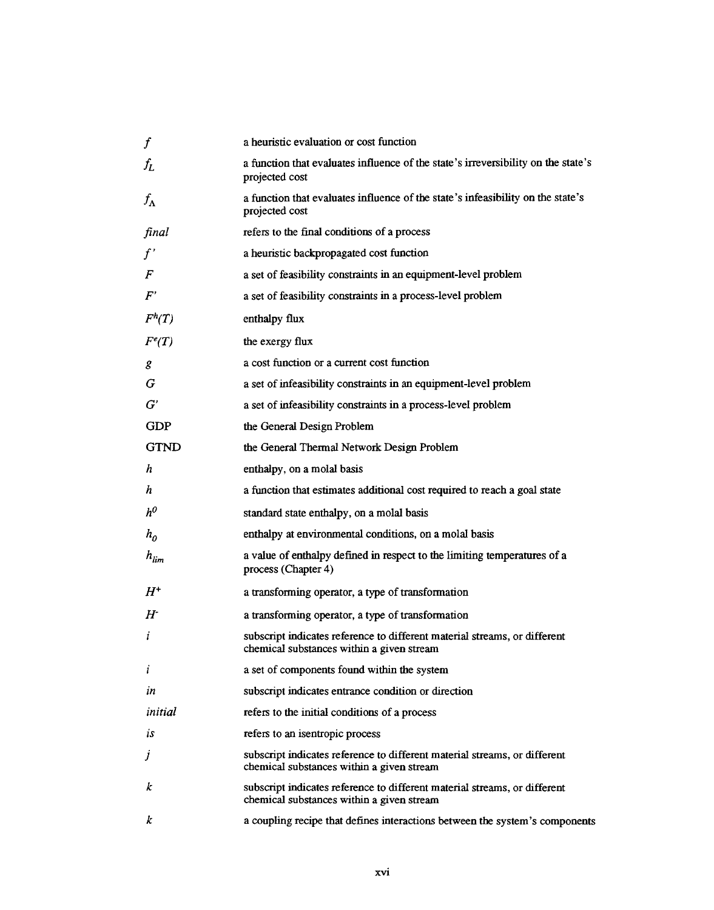| | |
|---|---|
| $f$ | a heuristic evaluation or cost function |
| $f_L$ | a function that evaluates influence of the state's irreversibility on the state's projected cost |
| $f_\Lambda$ | a function that evaluates influence of the state's infeasibility on the state's projected cost |
| *final* | refers to the final conditions of a process |
| $f'$ | a heuristic backpropagated cost function |
| $F$ | a set of feasibility constraints in an equipment-level problem |
| $F'$ | a set of feasibility constraints in a process-level problem |
| $F^h(T)$ | enthalpy flux |
| $F^e(T)$ | the exergy flux |
| $g$ | a cost function or a current cost function |
| $G$ | a set of infeasibility constraints in an equipment-level problem |
| $G'$ | a set of infeasibility constraints in a process-level problem |
| GDP | the General Design Problem |
| GTND | the General Thermal Network Design Problem |
| $h$ | enthalpy, on a molal basis |
| $h$ | a function that estimates additional cost required to reach a goal state |
| $h^0$ | standard state enthalpy, on a molal basis |
| $h_0$ | enthalpy at environmental conditions, on a molal basis |
| $h_{lim}$ | a value of enthalpy defined in respect to the limiting temperatures of a process (Chapter 4) |
| $H^+$ | a transforming operator, a type of transformation |
| $H^-$ | a transforming operator, a type of transformation |
| $i$ | subscript indicates reference to different material streams, or different chemical substances within a given stream |
| $i$ | a set of components found within the system |
| *in* | subscript indicates entrance condition or direction |
| *initial* | refers to the initial conditions of a process |
| *is* | refers to an isentropic process |
| $j$ | subscript indicates reference to different material streams, or different chemical substances within a given stream |
| $k$ | subscript indicates reference to different material streams, or different chemical substances within a given stream |
| $k$ | a coupling recipe that defines interactions between the system's components |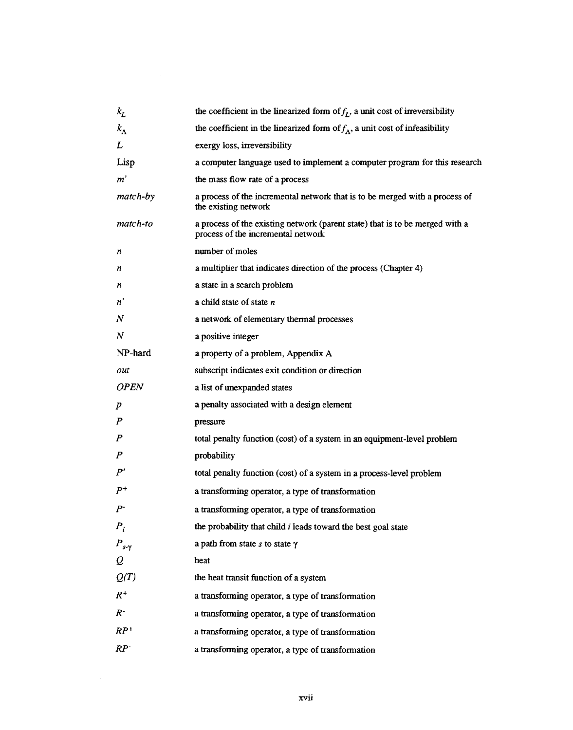| | |
|---|---|
| $k_L$ | the coefficient in the linearized form of $f_L$, a unit cost of irreversibility |
| $k_\Lambda$ | the coefficient in the linearized form of $f_\Lambda$, a unit cost of infeasibility |
| $L$ | exergy loss, irreversibility |
| Lisp | a computer language used to implement a computer program for this research |
| $m'$ | the mass flow rate of a process |
| *match-by* | a process of the incremental network that is to be merged with a process of the existing network |
| *match-to* | a process of the existing network (parent state) that is to be merged with a process of the incremental network |
| $n$ | number of moles |
| $n$ | a multiplier that indicates direction of the process (Chapter 4) |
| $n$ | a state in a search problem |
| $n'$ | a child state of state $n$ |
| $N$ | a network of elementary thermal processes |
| $N$ | a positive integer |
| NP-hard | a property of a problem, Appendix A |
| *out* | subscript indicates exit condition or direction |
| *OPEN* | a list of unexpanded states |
| $p$ | a penalty associated with a design element |
| $P$ | pressure |
| $P$ | total penalty function (cost) of a system in an equipment-level problem |
| $P$ | probability |
| $P'$ | total penalty function (cost) of a system in a process-level problem |
| $P^+$ | a transforming operator, a type of transformation |
| $P^-$ | a transforming operator, a type of transformation |
| $P_i$ | the probability that child $i$ leads toward the best goal state |
| $P_{s\text{-}\gamma}$ | a path from state $s$ to state $\gamma$ |
| $Q$ | heat |
| $Q(T)$ | the heat transit function of a system |
| $R^+$ | a transforming operator, a type of transformation |
| $R^-$ | a transforming operator, a type of transformation |
| $RP^+$ | a transforming operator, a type of transformation |
| $RP^-$ | a transforming operator, a type of transformation |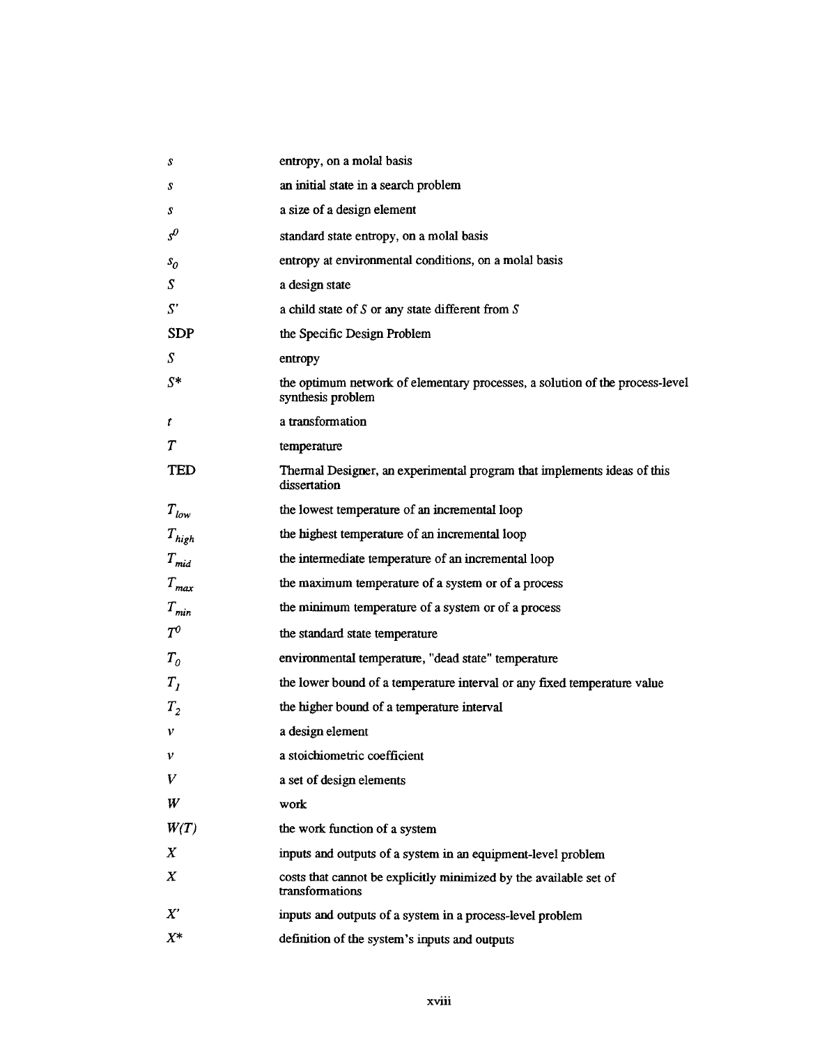| | |
|---|---|
| $s$ | entropy, on a molal basis |
| $s$ | an initial state in a search problem |
| $s$ | a size of a design element |
| $s^0$ | standard state entropy, on a molal basis |
| $s_0$ | entropy at environmental conditions, on a molal basis |
| $S$ | a design state |
| $S'$ | a child state of $S$ or any state different from $S$ |
| SDP | the Specific Design Problem |
| $S$ | entropy |
| $S^*$ | the optimum network of elementary processes, a solution of the process-level synthesis problem |
| $t$ | a transformation |
| $T$ | temperature |
| TED | Thermal Designer, an experimental program that implements ideas of this dissertation |
| $T_{low}$ | the lowest temperature of an incremental loop |
| $T_{high}$ | the highest temperature of an incremental loop |
| $T_{mid}$ | the intermediate temperature of an incremental loop |
| $T_{max}$ | the maximum temperature of a system or of a process |
| $T_{min}$ | the minimum temperature of a system or of a process |
| $T^0$ | the standard state temperature |
| $T_0$ | environmental temperature, "dead state" temperature |
| $T_1$ | the lower bound of a temperature interval or any fixed temperature value |
| $T_2$ | the higher bound of a temperature interval |
| $v$ | a design element |
| $v$ | a stoichiometric coefficient |
| $V$ | a set of design elements |
| $W$ | work |
| $W(T)$ | the work function of a system |
| $X$ | inputs and outputs of a system in an equipment-level problem |
| $X$ | costs that cannot be explicitly minimized by the available set of transformations |
| $X'$ | inputs and outputs of a system in a process-level problem |
| $X^*$ | definition of the system's inputs and outputs |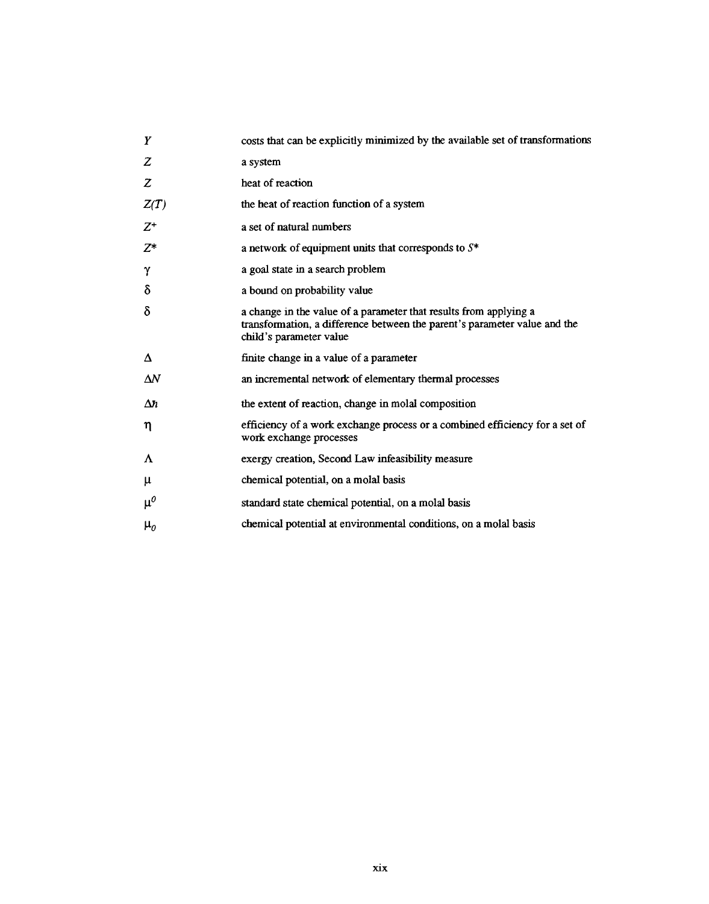| | |
|---|---|
| $Y$ | costs that can be explicitly minimized by the available set of transformations |
| $Z$ | a system |
| $Z$ | heat of reaction |
| $Z(T)$ | the heat of reaction function of a system |
| $Z^+$ | a set of natural numbers |
| $Z^*$ | a network of equipment units that corresponds to $S^*$ |
| $\gamma$ | a goal state in a search problem |
| $\delta$ | a bound on probability value |
| $\delta$ | a change in the value of a parameter that results from applying a transformation, a difference between the parent's parameter value and the child's parameter value |
| $\Delta$ | finite change in a value of a parameter |
| $\Delta N$ | an incremental network of elementary thermal processes |
| $\Delta\bar{n}$ | the extent of reaction, change in molal composition |
| $\eta$ | efficiency of a work exchange process or a combined efficiency for a set of work exchange processes |
| $\Lambda$ | exergy creation, Second Law infeasibility measure |
| $\mu$ | chemical potential, on a molal basis |
| $\mu^0$ | standard state chemical potential, on a molal basis |
| $\mu_0$ | chemical potential at environmental conditions, on a molal basis |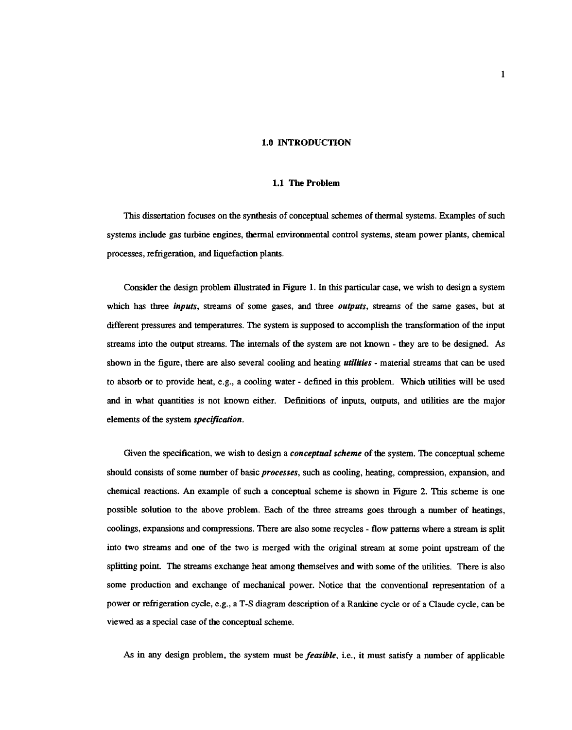# 1.0 INTRODUCTION

## 1.1 The Problem

This dissertation focuses on the synthesis of conceptual schemes of thermal systems. Examples of such systems include gas turbine engines, thermal environmental control systems, steam power plants, chemical processes, refrigeration, and liquefaction plants.

Consider the design problem illustrated in Figure 1. In this particular case, we wish to design a system which has three ***inputs***, streams of some gases, and three ***outputs***, streams of the same gases, but at different pressures and temperatures. The system is supposed to accomplish the transformation of the input streams into the output streams. The internals of the system are not known - they are to be designed. As shown in the figure, there are also several cooling and heating ***utilities*** - material streams that can be used to absorb or to provide heat, e.g., a cooling water - defined in this problem. Which utilities will be used and in what quantities is not known either. Definitions of inputs, outputs, and utilities are the major elements of the system ***specification***.

Given the specification, we wish to design a ***conceptual scheme*** of the system. The conceptual scheme should consists of some number of basic ***processes***, such as cooling, heating, compression, expansion, and chemical reactions. An example of such a conceptual scheme is shown in Figure 2. This scheme is one possible solution to the above problem. Each of the three streams goes through a number of heatings, coolings, expansions and compressions. There are also some recycles - flow patterns where a stream is split into two streams and one of the two is merged with the original stream at some point upstream of the splitting point. The streams exchange heat among themselves and with some of the utilities. There is also some production and exchange of mechanical power. Notice that the conventional representation of a power or refrigeration cycle, e.g., a T-S diagram description of a Rankine cycle or of a Claude cycle, can be viewed as a special case of the conceptual scheme.

As in any design problem, the system must be ***feasible***, i.e., it must satisfy a number of applicable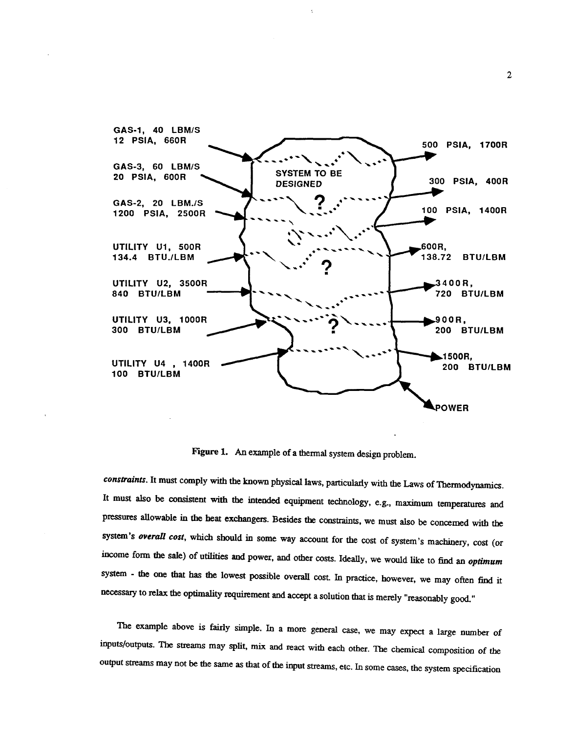GAS-1, 40 LBM/S
12 PSIA, 660R

GAS-3, 60 LBM/S
20 PSIA, 600R

GAS-2, 20 LBM./S
1200 PSIA, 2500R

UTILITY U1, 500R
134.4 BTU./LBM

UTILITY U2, 3500R
840 BTU/LBM

UTILITY U3, 1000R
300 BTU/LBM

UTILITY U4 , 1400R
100 BTU/LBM

SYSTEM TO BE DESIGNED

500 PSIA, 1700R

300 PSIA, 400R

100 PSIA, 1400R

600R,
138.72 BTU/LBM

3400R,
720 BTU/LBM

900R,
200 BTU/LBM

1500R,
200 BTU/LBM

POWER

**Figure 1.** An example of a thermal system design problem.

***constraints***. It must comply with the known physical laws, particularly with the Laws of Thermodynamics. It must also be consistent with the intended equipment technology, e.g., maximum temperatures and pressures allowable in the heat exchangers. Besides the constraints, we must also be concerned with the system's ***overall cost***, which should in some way account for the cost of system's machinery, cost (or income form the sale) of utilities and power, and other costs. Ideally, we would like to find an ***optimum*** system - the one that has the lowest possible overall cost. In practice, however, we may often find it necessary to relax the optimality requirement and accept a solution that is merely "reasonably good."

The example above is fairly simple. In a more general case, we may expect a large number of inputs/outputs. The streams may split, mix and react with each other. The chemical composition of the output streams may not be the same as that of the input streams, etc. In some cases, the system specification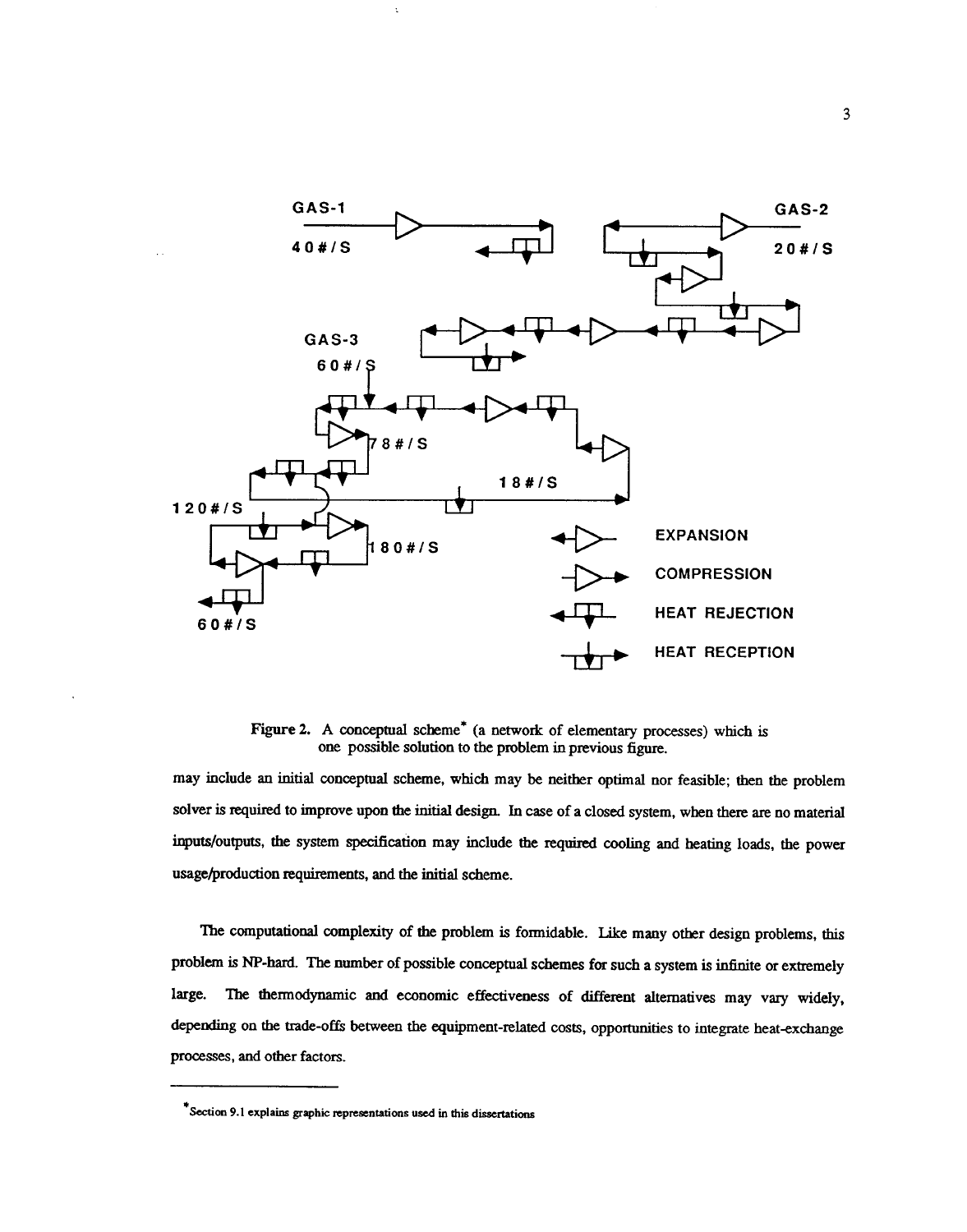GAS-1

40#/S

GAS-2

20#/S

GAS-3

60#/S

78#/S

18#/S

120#/S

180#/S

60#/S

EXPANSION

COMPRESSION

HEAT REJECTION

HEAT RECEPTION

**Figure 2.** A conceptual scheme* (a network of elementary processes) which is one possible solution to the problem in previous figure.

may include an initial conceptual scheme, which may be neither optimal nor feasible; then the problem solver is required to improve upon the initial design. In case of a closed system, when there are no material inputs/outputs, the system specification may include the required cooling and heating loads, the power usage/production requirements, and the initial scheme.

The computational complexity of the problem is formidable. Like many other design problems, this problem is NP-hard. The number of possible conceptual schemes for such a system is infinite or extremely large. The thermodynamic and economic effectiveness of different alternatives may vary widely, depending on the trade-offs between the equipment-related costs, opportunities to integrate heat-exchange processes, and other factors.

---

*Section 9.1 explains graphic representations used in this dissertations